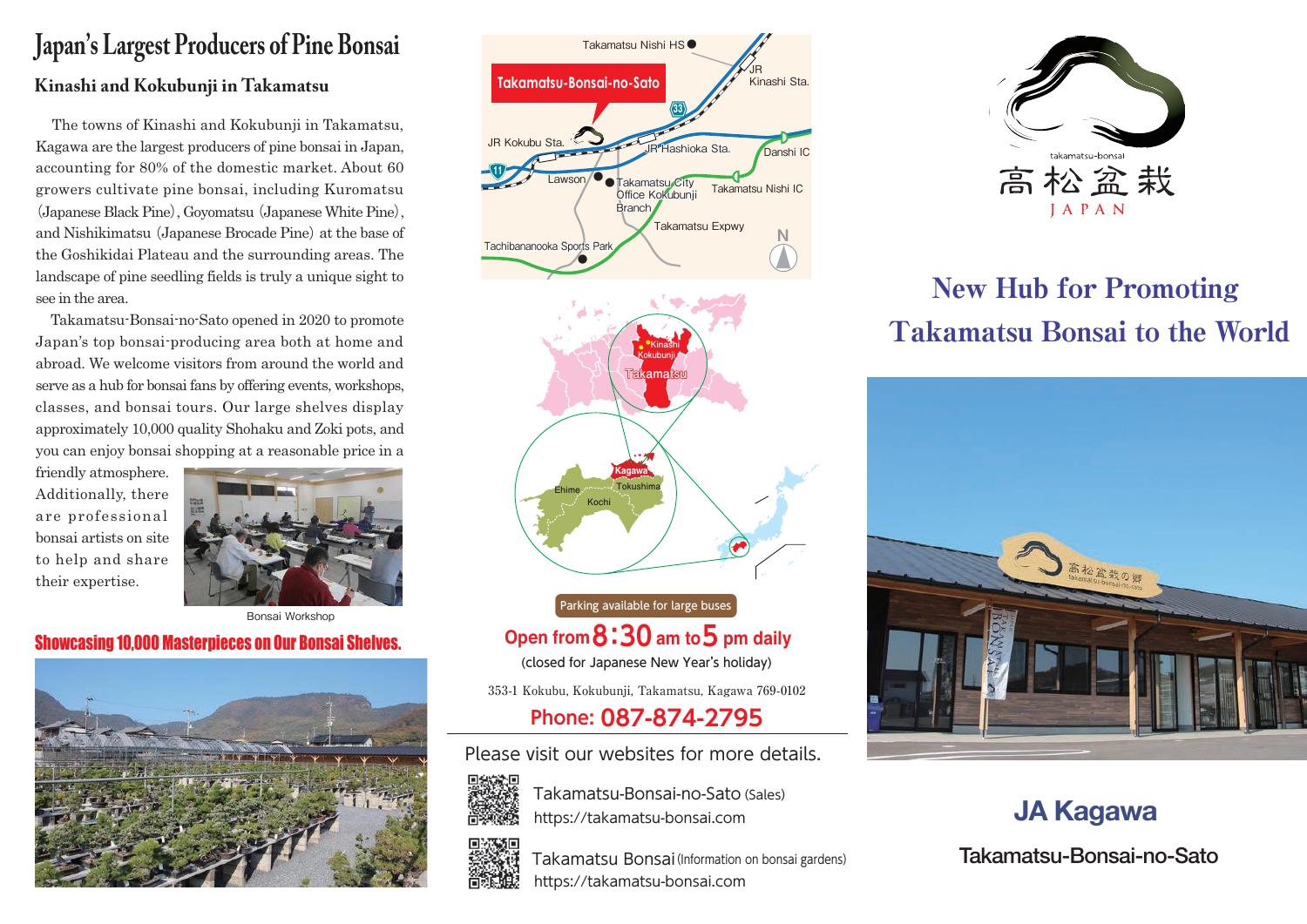# Japan's Largest Producers of Pine Bonsai

### Kinashi and Kokubunji in Takamatsu

The towns of Kinashi and Kokubunji in Takamatsu, Kagawa are the largest producers of pine bonsai in Japan, accounting for 80% of the domestic market. About 60 growers cultivate pine bonsai, including Kuromatsu (Japanese Black Pine), Goyomatsu (Japanese White Pine), and Nishikimatsu (Japanese Brocade Pine) at the base of the Goshikidai Plateau and the surrounding areas. The landscape of pine seedling fields is truly a unique sight to see in the area.

Takamatsu-Bonsai-no-Sato opened in 2020 to promote Japan's top bonsai-producing area both at home and abroad. We welcome visitors from around the world and serve as a hub for bonsai fans by offering events, workshops, classes, and bonsai tours. Our large shelves display approximately 10,000 quality Shohaku and Zoki pots, and you can enjoy bonsai shopping at a reasonable price in a friendly atmosphere. Additionally, there are professional bonsai artists on site to help and share their expertise.

Bonsai Workshop

## Showcasing 10,000 Masterpieces on Our Bonsai Shelves.

Parking available for large buses

**Open from 8:30 am to 5 pm daily**

(closed for Japanese New Year's holiday)

353-1 Kokubu, Kokubunji, Takamatsu, Kagawa 769-0102

**Phone: 087-874-2795**

Please visit our websites for more details.

Takamatsu-Bonsai-no-Sato (Sales)
https://takamatsu-bonsai.com

Takamatsu Bonsai (Information on bonsai gardens)
https://takamatsu-bonsai.com

takamatsu-bonsai
高松盆栽
JAPAN

# New Hub for Promoting Takamatsu Bonsai to the World

## JA Kagawa

### Takamatsu-Bonsai-no-Sato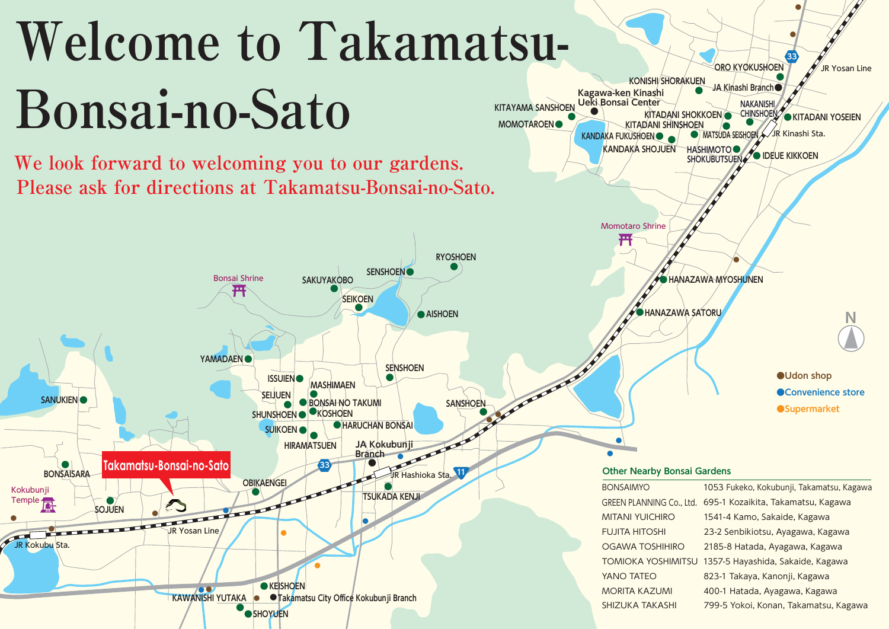# Welcome to Takamatsu-Bonsai-no-Sato

We look forward to welcoming you to our gardens.
Please ask for directions at Takamatsu-Bonsai-no-Sato.

Takamatsu-Bonsai-no-Sato

ORO KYOKUSHOEN
KONISHI SHORAKUEN
JA Kinashi Branch
Kagawa-ken Kinashi Ueki Bonsai Center
KITAYAMA SANSHOEN
MOMOTAROEN
NAKANISHI CHINSHOEN
KITADANI SHOKKOEN
KITADANI YOSEIEN
KITADANI SHINSHOEN
KANDAKA FUKUSHOEN
MATSUDA SEISHOEN
JR Kinashi Sta.
KANDAKA SHOJUEN
HASHIMOTO SHOKUBUTSUEN
IDEUE KIKKOEN
JR Yosan Line
Momotaro Shrine
HANAZAWA MYOSHUNEN
HANAZAWA SATORU
RYOSHOEN
SENSHOEN
Bonsai Shrine
SAKUYAKOBO
SEIKOEN
AISHOEN
YAMADAEN
SENSHOEN
ISSUIEN
MASHIMAEN
SEIJUEN
BONSAI NO TAKUMI
SANSHOEN
SANUKIEN
SHUNSHOEN
KOSHOEN
SUIKOEN
HARUCHAN BONSAI
HIRAMATSUEN
JA Kokubunji Branch
BONSAISARA
OBIKAENGEI
JR Hashioka Sta.
Kokubunji Temple
SOJUEN
TSUKADA KENJI
JR Yosan Line
JR Kokubu Sta.
KEISHOEN
KAWANISHI YUTAKA
Takamatsu City Office Kokubunji Branch
SHOYUEN
33
11

N

Udon shop
Convenience store
Supermarket

## Other Nearby Bonsai Gardens

| | |
|---|---|
| BONSAIMYO | 1053 Fukeko, Kokubunji, Takamatsu, Kagawa |
| GREEN PLANNING Co., Ltd. | 695-1 Kozaikita, Takamatsu, Kagawa |
| MITANI YUICHIRO | 1541-4 Kamo, Sakaide, Kagawa |
| FUJITA HITOSHI | 23-2 Senbikiotsu, Ayagawa, Kagawa |
| OGAWA TOSHIHIRO | 2185-8 Hatada, Ayagawa, Kagawa |
| TOMIOKA YOSHIMITSU | 1357-5 Hayashida, Sakaide, Kagawa |
| YANO TATEO | 823-1 Takaya, Kanonji, Kagawa |
| MORITA KAZUMI | 400-1 Hatada, Ayagawa, Kagawa |
| SHIZUKA TAKASHI | 799-5 Yokoi, Konan, Takamatsu, Kagawa |